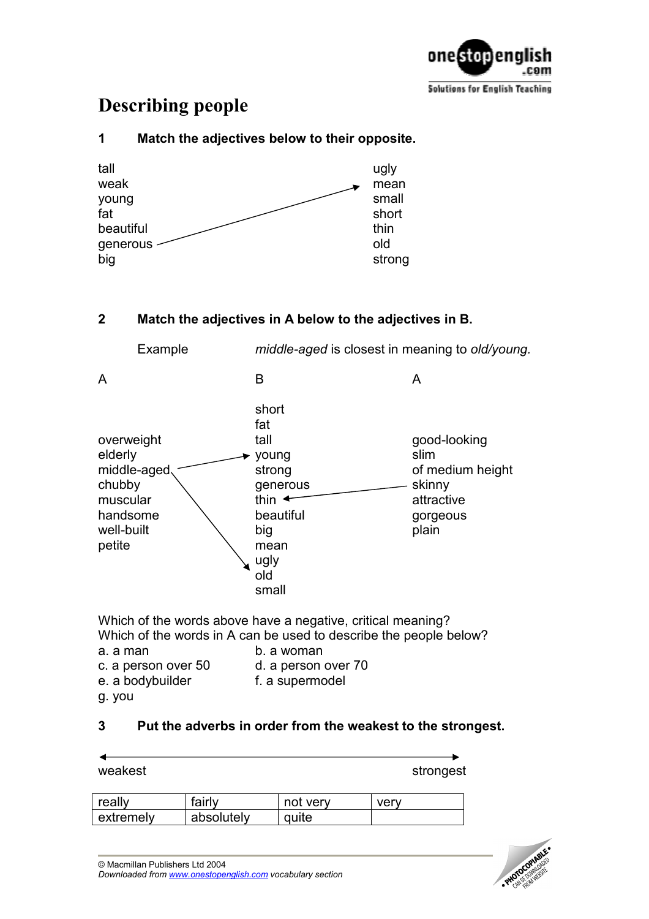# Describing people

**1 Match the adjectives below to their opposite.**

| | |
|---|---|
| tall | ugly |
| weak | mean |
| young | small |
| fat | short |
| beautiful | thin |
| generous | old |
| big | strong |

**2 Match the adjectives in A below to the adjectives in B.**

Example *middle-aged* is closest in meaning to *old/young.*

| A | B | A |
|---|---|---|
| | short | |
| | fat | |
| overweight | tall | good-looking |
| elderly | young | slim |
| middle-aged | strong | of medium height |
| chubby | generous | skinny |
| muscular | thin | attractive |
| handsome | beautiful | gorgeous |
| well-built | big | plain |
| petite | mean | |
| | ugly | |
| | old | |
| | small | |

Which of the words above have a negative, critical meaning?
Which of the words in A can be used to describe the people below?

a. a man
b. a woman
c. a person over 50
d. a person over 70
e. a bodybuilder
f. a supermodel
g. you

**3 Put the adverbs in order from the weakest to the strongest.**

weakest ⟷ strongest

| | | | |
|---|---|---|---|
| really | fairly | not very | very |
| extremely | absolutely | quite | |

© Macmillan Publishers Ltd 2004
*Downloaded from www.onestopenglish.com vocabulary section*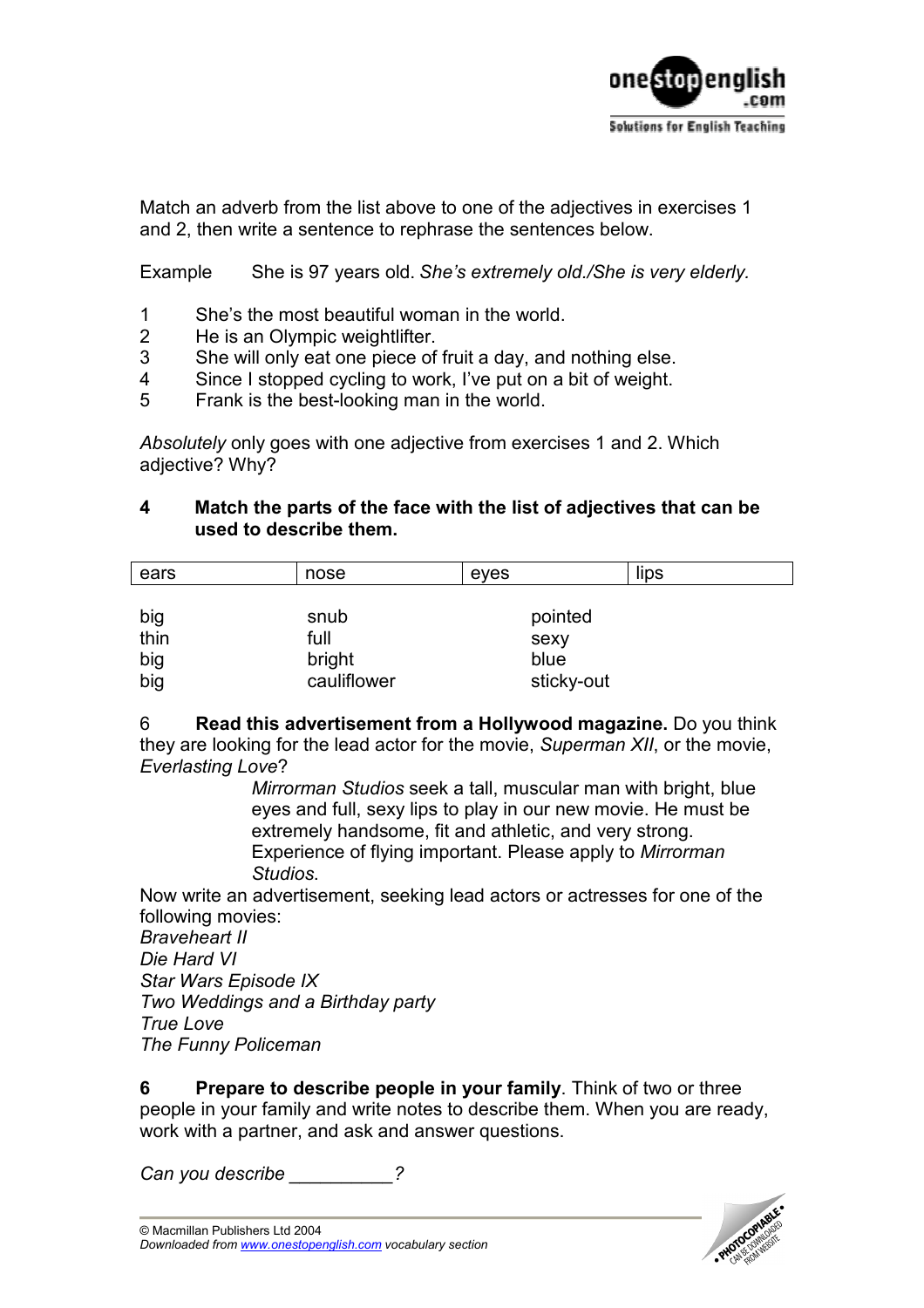Match an adverb from the list above to one of the adjectives in exercises 1 and 2, then write a sentence to rephrase the sentences below.

Example She is 97 years old. *She's extremely old./She is very elderly.*

1. She's the most beautiful woman in the world.
2. He is an Olympic weightlifter.
3. She will only eat one piece of fruit a day, and nothing else.
4. Since I stopped cycling to work, I've put on a bit of weight.
5. Frank is the best-looking man in the world.

*Absolutely* only goes with one adjective from exercises 1 and 2. Which adjective? Why?

**4 Match the parts of the face with the list of adjectives that can be used to describe them.**

| ears | nose | eyes | lips |
|---|---|---|---|

| | | |
|---|---|---|
| big | snub | pointed |
| thin | full | sexy |
| big | bright | blue |
| big | cauliflower | sticky-out |

6 **Read this advertisement from a Hollywood magazine.** Do you think they are looking for the lead actor for the movie, *Superman XII*, or the movie, *Everlasting Love*?

> *Mirrorman Studios* seek a tall, muscular man with bright, blue eyes and full, sexy lips to play in our new movie. He must be extremely handsome, fit and athletic, and very strong. Experience of flying important. Please apply to *Mirrorman Studios*.

Now write an advertisement, seeking lead actors or actresses for one of the following movies:

*Braveheart II*
*Die Hard VI*
*Star Wars Episode IX*
*Two Weddings and a Birthday party*
*True Love*
*The Funny Policeman*

**6 Prepare to describe people in your family**. Think of two or three people in your family and write notes to describe them. When you are ready, work with a partner, and ask and answer questions.

*Can you describe __________?*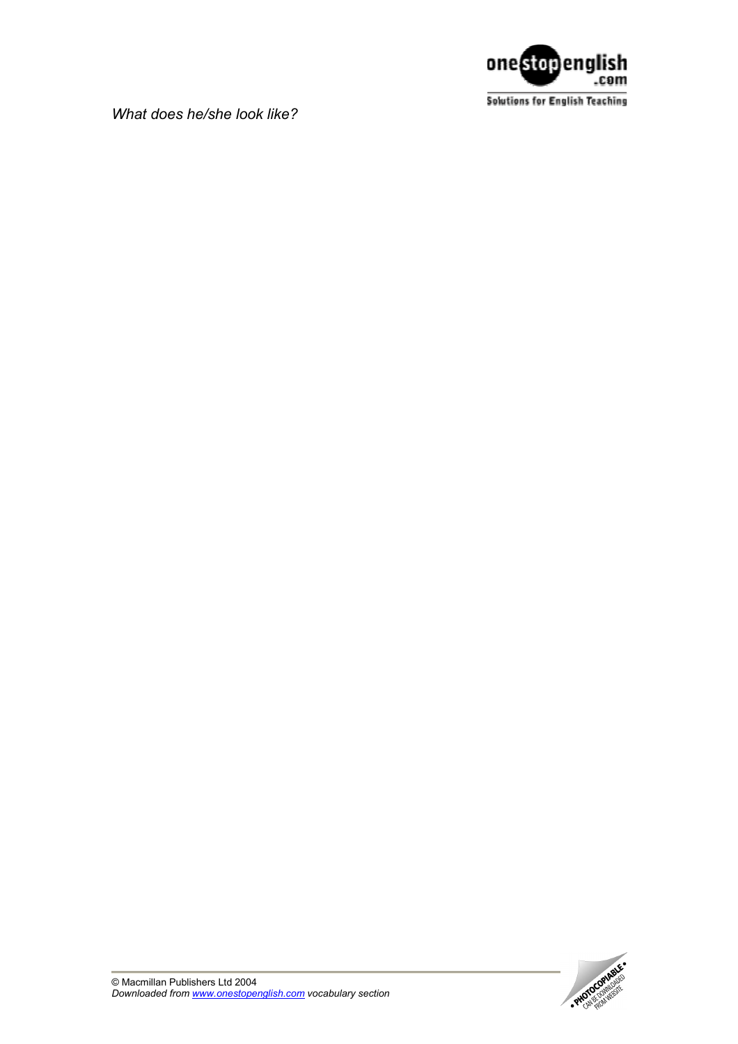*What does he/she look like?*